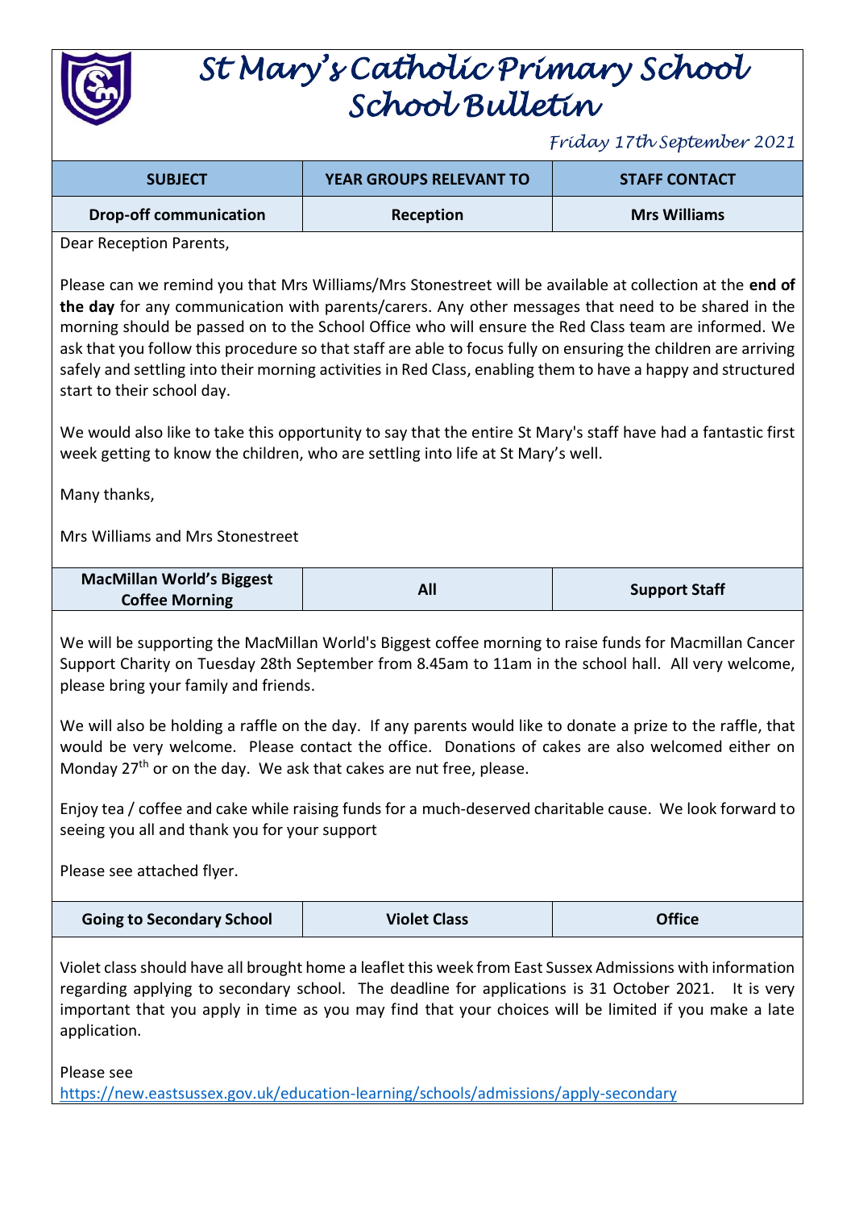# St Mary's Catholic Primary School
# School Bulletin

*Friday 17th September 2021*

| SUBJECT | YEAR GROUPS RELEVANT TO | STAFF CONTACT |
|---|---|---|
| **Drop-off communication** | **Reception** | **Mrs Williams** |

Dear Reception Parents,

Please can we remind you that Mrs Williams/Mrs Stonestreet will be available at collection at the **end of the day** for any communication with parents/carers. Any other messages that need to be shared in the morning should be passed on to the School Office who will ensure the Red Class team are informed. We ask that you follow this procedure so that staff are able to focus fully on ensuring the children are arriving safely and settling into their morning activities in Red Class, enabling them to have a happy and structured start to their school day.

We would also like to take this opportunity to say that the entire St Mary's staff have had a fantastic first week getting to know the children, who are settling into life at St Mary's well.

Many thanks,

Mrs Williams and Mrs Stonestreet

| SUBJECT | YEAR GROUPS RELEVANT TO | STAFF CONTACT |
|---|---|---|
| **MacMillan World's Biggest Coffee Morning** | **All** | **Support Staff** |

We will be supporting the MacMillan World's Biggest coffee morning to raise funds for Macmillan Cancer Support Charity on Tuesday 28th September from 8.45am to 11am in the school hall. All very welcome, please bring your family and friends.

We will also be holding a raffle on the day. If any parents would like to donate a prize to the raffle, that would be very welcome. Please contact the office. Donations of cakes are also welcomed either on Monday 27th or on the day. We ask that cakes are nut free, please.

Enjoy tea / coffee and cake while raising funds for a much-deserved charitable cause. We look forward to seeing you all and thank you for your support

Please see attached flyer.

| SUBJECT | YEAR GROUPS RELEVANT TO | STAFF CONTACT |
|---|---|---|
| **Going to Secondary School** | **Violet Class** | **Office** |

Violet class should have all brought home a leaflet this week from East Sussex Admissions with information regarding applying to secondary school. The deadline for applications is 31 October 2021. It is very important that you apply in time as you may find that your choices will be limited if you make a late application.

Please see
https://new.eastsussex.gov.uk/education-learning/schools/admissions/apply-secondary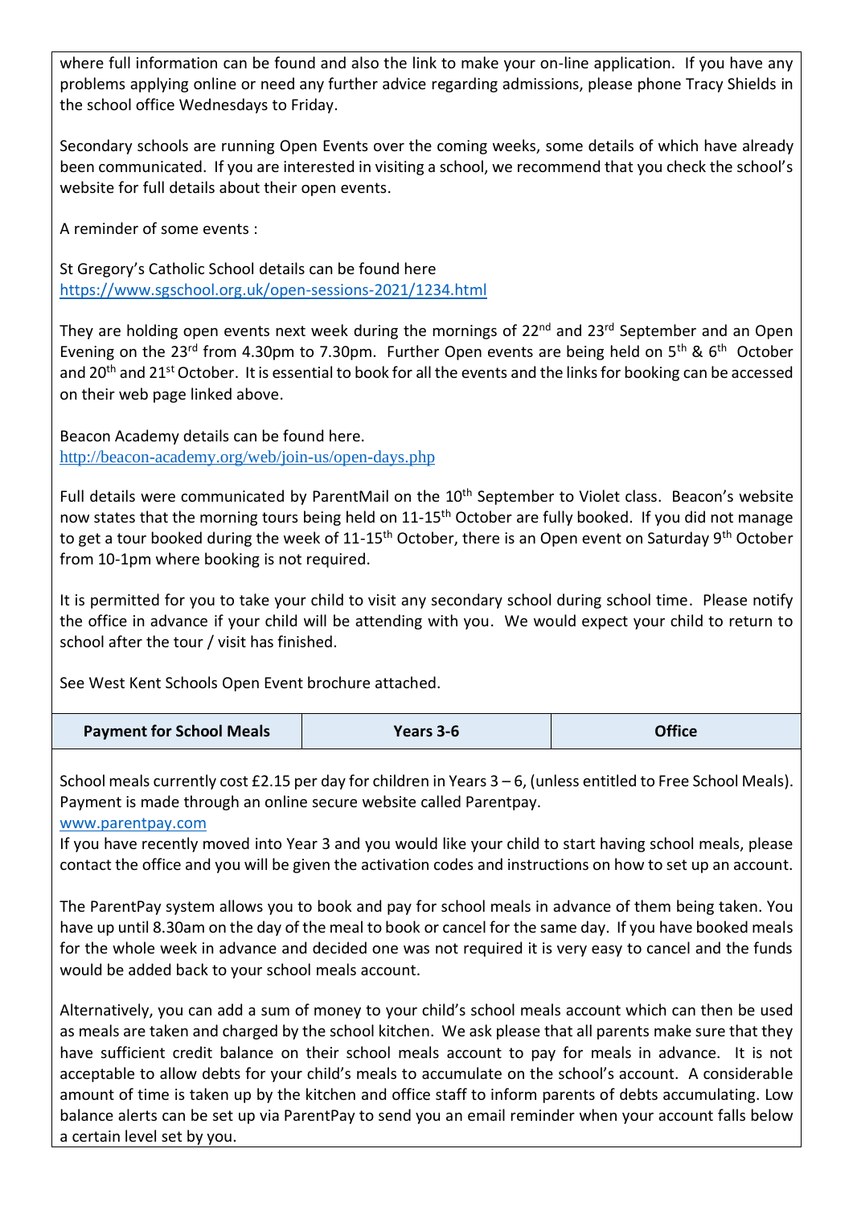where full information can be found and also the link to make your on-line application. If you have any problems applying online or need any further advice regarding admissions, please phone Tracy Shields in the school office Wednesdays to Friday.

Secondary schools are running Open Events over the coming weeks, some details of which have already been communicated. If you are interested in visiting a school, we recommend that you check the school's website for full details about their open events.

A reminder of some events :

St Gregory's Catholic School details can be found here
https://www.sgschool.org.uk/open-sessions-2021/1234.html

They are holding open events next week during the mornings of 22nd and 23rd September and an Open Evening on the 23rd from 4.30pm to 7.30pm. Further Open events are being held on 5th & 6th October and 20th and 21st October. It is essential to book for all the events and the links for booking can be accessed on their web page linked above.

Beacon Academy details can be found here.
http://beacon-academy.org/web/join-us/open-days.php

Full details were communicated by ParentMail on the 10th September to Violet class. Beacon's website now states that the morning tours being held on 11-15th October are fully booked. If you did not manage to get a tour booked during the week of 11-15th October, there is an Open event on Saturday 9th October from 10-1pm where booking is not required.

It is permitted for you to take your child to visit any secondary school during school time. Please notify the office in advance if your child will be attending with you. We would expect your child to return to school after the tour / visit has finished.

See West Kent Schools Open Event brochure attached.

| Payment for School Meals | Years 3-6 | Office |
|---|---|---|

School meals currently cost £2.15 per day for children in Years 3 – 6, (unless entitled to Free School Meals). Payment is made through an online secure website called Parentpay.
www.parentpay.com
If you have recently moved into Year 3 and you would like your child to start having school meals, please contact the office and you will be given the activation codes and instructions on how to set up an account.

The ParentPay system allows you to book and pay for school meals in advance of them being taken. You have up until 8.30am on the day of the meal to book or cancel for the same day. If you have booked meals for the whole week in advance and decided one was not required it is very easy to cancel and the funds would be added back to your school meals account.

Alternatively, you can add a sum of money to your child's school meals account which can then be used as meals are taken and charged by the school kitchen. We ask please that all parents make sure that they have sufficient credit balance on their school meals account to pay for meals in advance. It is not acceptable to allow debts for your child's meals to accumulate on the school's account. A considerable amount of time is taken up by the kitchen and office staff to inform parents of debts accumulating. Low balance alerts can be set up via ParentPay to send you an email reminder when your account falls below a certain level set by you.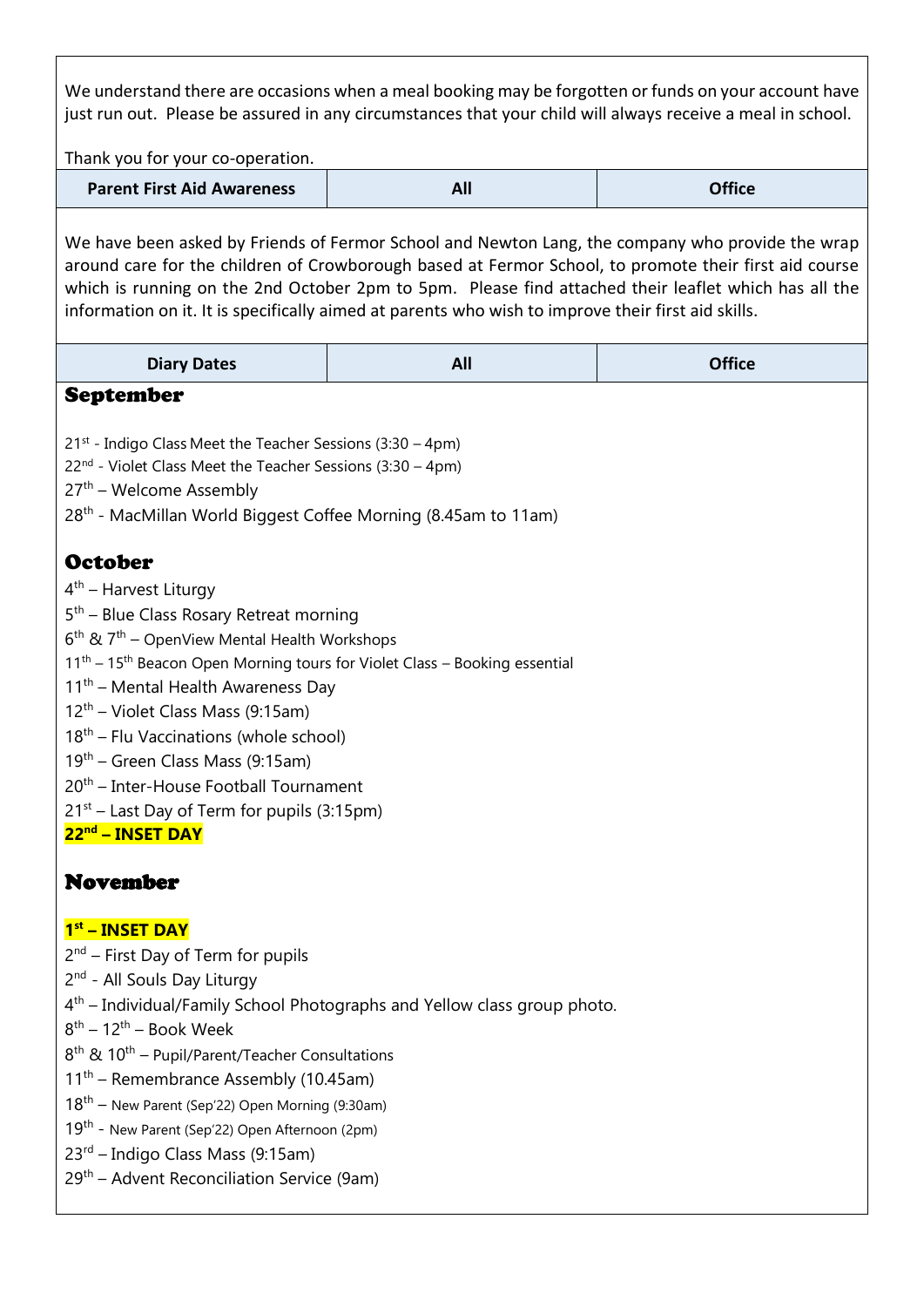We understand there are occasions when a meal booking may be forgotten or funds on your account have just run out. Please be assured in any circumstances that your child will always receive a meal in school.

Thank you for your co-operation.

| Parent First Aid Awareness | All | Office |
|---|---|---|

We have been asked by Friends of Fermor School and Newton Lang, the company who provide the wrap around care for the children of Crowborough based at Fermor School, to promote their first aid course which is running on the 2nd October 2pm to 5pm. Please find attached their leaflet which has all the information on it. It is specifically aimed at parents who wish to improve their first aid skills.

| Diary Dates | All | Office |
|---|---|---|

## September

21st - Indigo Class Meet the Teacher Sessions (3:30 – 4pm)
22nd - Violet Class Meet the Teacher Sessions (3:30 – 4pm)
27th – Welcome Assembly
28th - MacMillan World Biggest Coffee Morning (8.45am to 11am)

## October

4th – Harvest Liturgy
5th – Blue Class Rosary Retreat morning
6th & 7th – OpenView Mental Health Workshops
11th – 15th Beacon Open Morning tours for Violet Class – Booking essential
11th – Mental Health Awareness Day
12th – Violet Class Mass (9:15am)
18th – Flu Vaccinations (whole school)
19th – Green Class Mass (9:15am)
20th – Inter-House Football Tournament
21st – Last Day of Term for pupils (3:15pm)
**22nd – INSET DAY**

## November

**1st – INSET DAY**
2nd – First Day of Term for pupils
2nd - All Souls Day Liturgy
4th – Individual/Family School Photographs and Yellow class group photo.
8th – 12th – Book Week
8th & 10th – Pupil/Parent/Teacher Consultations
11th – Remembrance Assembly (10.45am)
18th – New Parent (Sep'22) Open Morning (9:30am)
19th - New Parent (Sep'22) Open Afternoon (2pm)
23rd – Indigo Class Mass (9:15am)
29th – Advent Reconciliation Service (9am)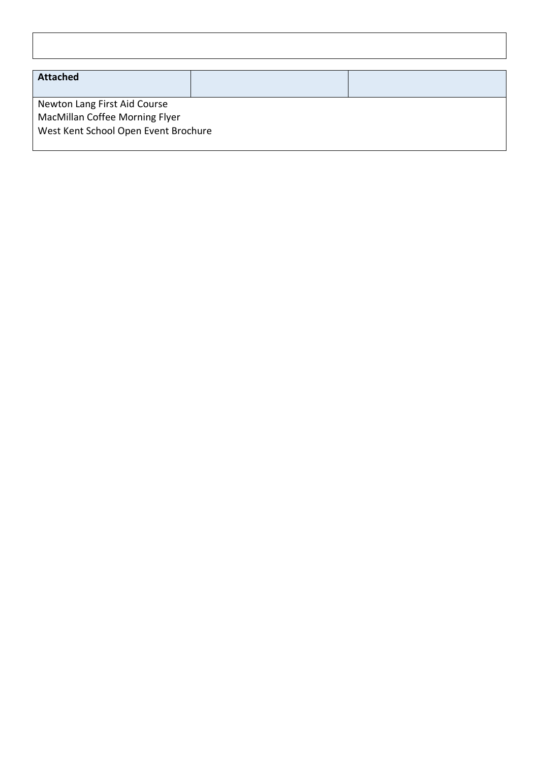| Attached | | |
|---|---|---|
| Newton Lang First Aid Course<br>MacMillan Coffee Morning Flyer<br>West Kent School Open Event Brochure | | |